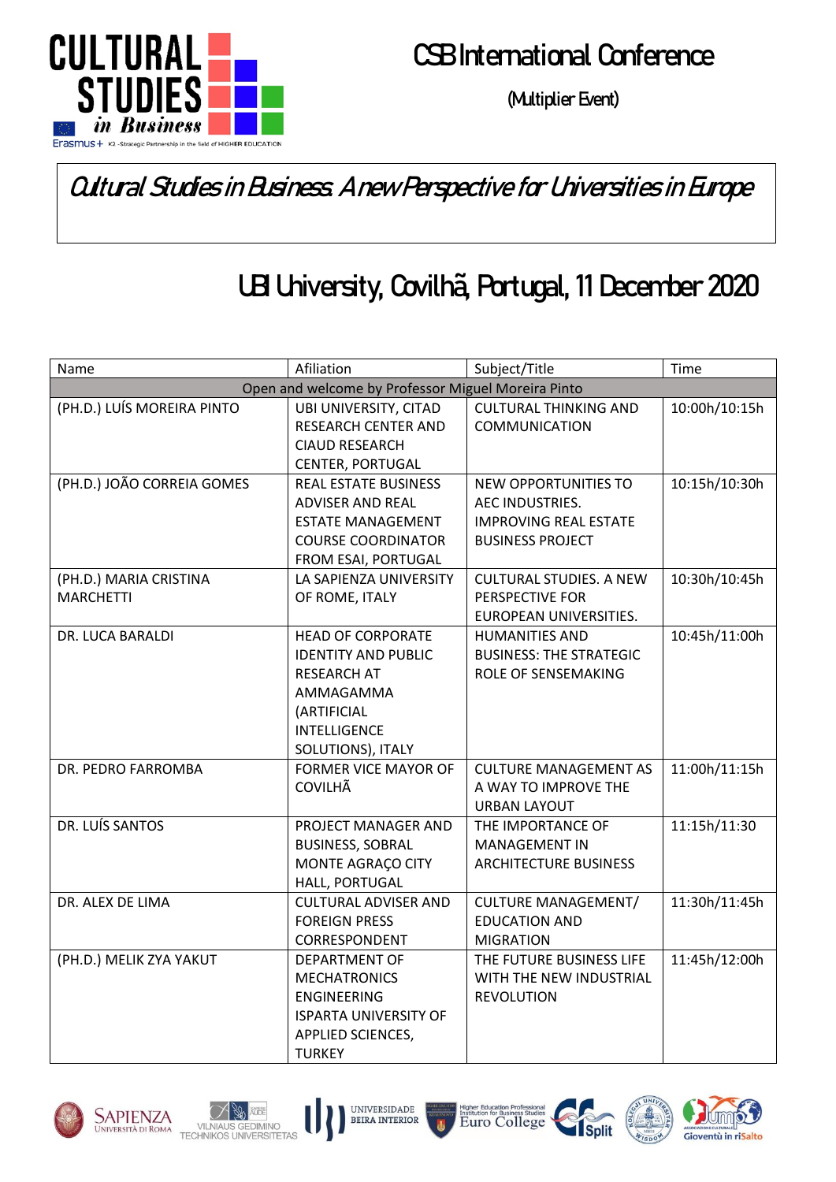# CSB International Conference

(Multiplier Event)

## Cultural Studies in Business. A new Perspective for Universities in Europe

## UBI University, Covilhã, Portugal, 11 December 2020

| Name | Afiliation | Subject/Title | Time |
|---|---|---|---|
| Open and welcome by Professor Miguel Moreira Pinto | | | |
| (PH.D.) LUÍS MOREIRA PINTO | UBI UNIVERSITY, CITAD RESEARCH CENTER AND CIAUD RESEARCH CENTER, PORTUGAL | CULTURAL THINKING AND COMMUNICATION | 10:00h/10:15h |
| (PH.D.) JOÃO CORREIA GOMES | REAL ESTATE BUSINESS ADVISER AND REAL ESTATE MANAGEMENT COURSE COORDINATOR FROM ESAI, PORTUGAL | NEW OPPORTUNITIES TO AEC INDUSTRIES. IMPROVING REAL ESTATE BUSINESS PROJECT | 10:15h/10:30h |
| (PH.D.) MARIA CRISTINA MARCHETTI | LA SAPIENZA UNIVERSITY OF ROME, ITALY | CULTURAL STUDIES. A NEW PERSPECTIVE FOR EUROPEAN UNIVERSITIES. | 10:30h/10:45h |
| DR. LUCA BARALDI | HEAD OF CORPORATE IDENTITY AND PUBLIC RESEARCH AT AMMAGAMMA (ARTIFICIAL INTELLIGENCE SOLUTIONS), ITALY | HUMANITIES AND BUSINESS: THE STRATEGIC ROLE OF SENSEMAKING | 10:45h/11:00h |
| DR. PEDRO FARROMBA | FORMER VICE MAYOR OF COVILHÃ | CULTURE MANAGEMENT AS A WAY TO IMPROVE THE URBAN LAYOUT | 11:00h/11:15h |
| DR. LUÍS SANTOS | PROJECT MANAGER AND BUSINESS, SOBRAL MONTE AGRAÇO CITY HALL, PORTUGAL | THE IMPORTANCE OF MANAGEMENT IN ARCHITECTURE BUSINESS | 11:15h/11:30 |
| DR. ALEX DE LIMA | CULTURAL ADVISER AND FOREIGN PRESS CORRESPONDENT | CULTURE MANAGEMENT/ EDUCATION AND MIGRATION | 11:30h/11:45h |
| (PH.D.) MELIK ZYA YAKUT | DEPARTMENT OF MECHATRONICS ENGINEERING ISPARTA UNIVERSITY OF APPLIED SCIENCES, TURKEY | THE FUTURE BUSINESS LIFE WITH THE NEW INDUSTRIAL REVOLUTION | 11:45h/12:00h |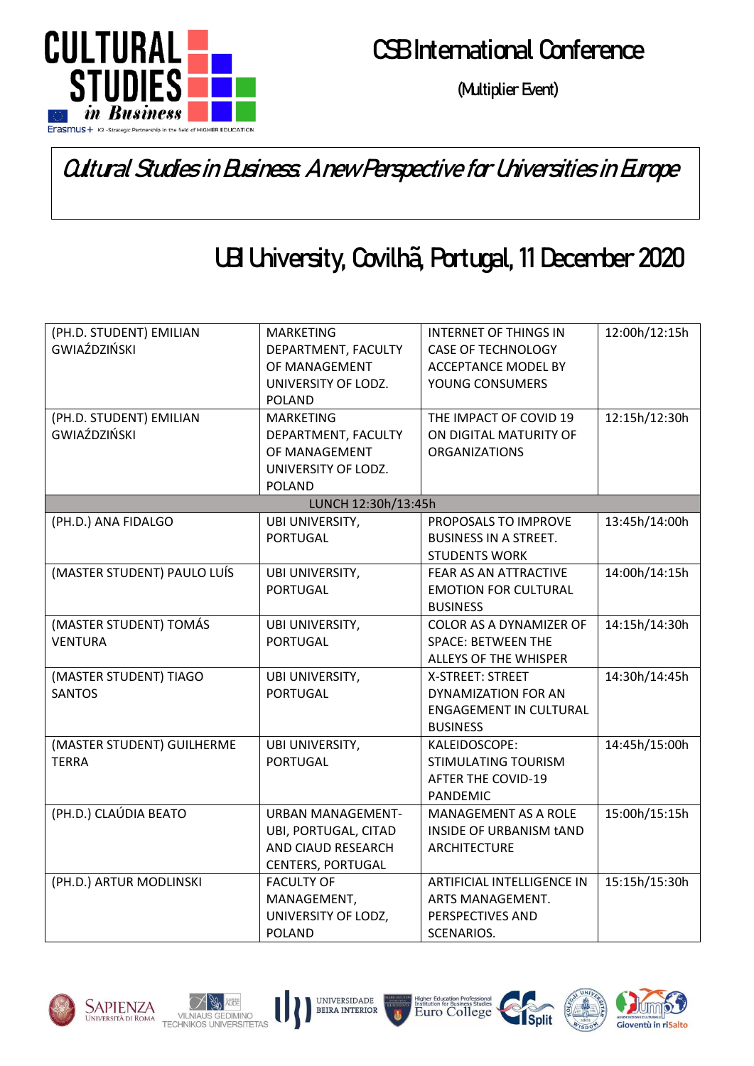# CSB International Conference

(Multiplier Event)

*Cultural Studies in Business: A new Perspective for Universities in Europe*

## UBI University, Covilhã, Portugal, 11 December 2020

| | | | |
|---|---|---|---|
| (PH.D. STUDENT) EMILIAN GWIAŹDZIŃSKI | MARKETING DEPARTMENT, FACULTY OF MANAGEMENT UNIVERSITY OF LODZ. POLAND | INTERNET OF THINGS IN CASE OF TECHNOLOGY ACCEPTANCE MODEL BY YOUNG CONSUMERS | 12:00h/12:15h |
| (PH.D. STUDENT) EMILIAN GWIAŹDZIŃSKI | MARKETING DEPARTMENT, FACULTY OF MANAGEMENT UNIVERSITY OF LODZ. POLAND | THE IMPACT OF COVID 19 ON DIGITAL MATURITY OF ORGANIZATIONS | 12:15h/12:30h |
| LUNCH 12:30h/13:45h | | | |
| (PH.D.) ANA FIDALGO | UBI UNIVERSITY, PORTUGAL | PROPOSALS TO IMPROVE BUSINESS IN A STREET. STUDENTS WORK | 13:45h/14:00h |
| (MASTER STUDENT) PAULO LUÍS | UBI UNIVERSITY, PORTUGAL | FEAR AS AN ATTRACTIVE EMOTION FOR CULTURAL BUSINESS | 14:00h/14:15h |
| (MASTER STUDENT) TOMÁS VENTURA | UBI UNIVERSITY, PORTUGAL | COLOR AS A DYNAMIZER OF SPACE: BETWEEN THE ALLEYS OF THE WHISPER | 14:15h/14:30h |
| (MASTER STUDENT) TIAGO SANTOS | UBI UNIVERSITY, PORTUGAL | X-STREET: STREET DYNAMIZATION FOR AN ENGAGEMENT IN CULTURAL BUSINESS | 14:30h/14:45h |
| (MASTER STUDENT) GUILHERME TERRA | UBI UNIVERSITY, PORTUGAL | KALEIDOSCOPE: STIMULATING TOURISM AFTER THE COVID-19 PANDEMIC | 14:45h/15:00h |
| (PH.D.) CLAÚDIA BEATO | URBAN MANAGEMENT- UBI, PORTUGAL, CITAD AND CIAUD RESEARCH CENTERS, PORTUGAL | MANAGEMENT AS A ROLE INSIDE OF URBANISM tAND ARCHITECTURE | 15:00h/15:15h |
| (PH.D.) ARTUR MODLINSKI | FACULTY OF MANAGEMENT, UNIVERSITY OF LODZ, POLAND | ARTIFICIAL INTELLIGENCE IN ARTS MANAGEMENT. PERSPECTIVES AND SCENARIOS. | 15:15h/15:30h |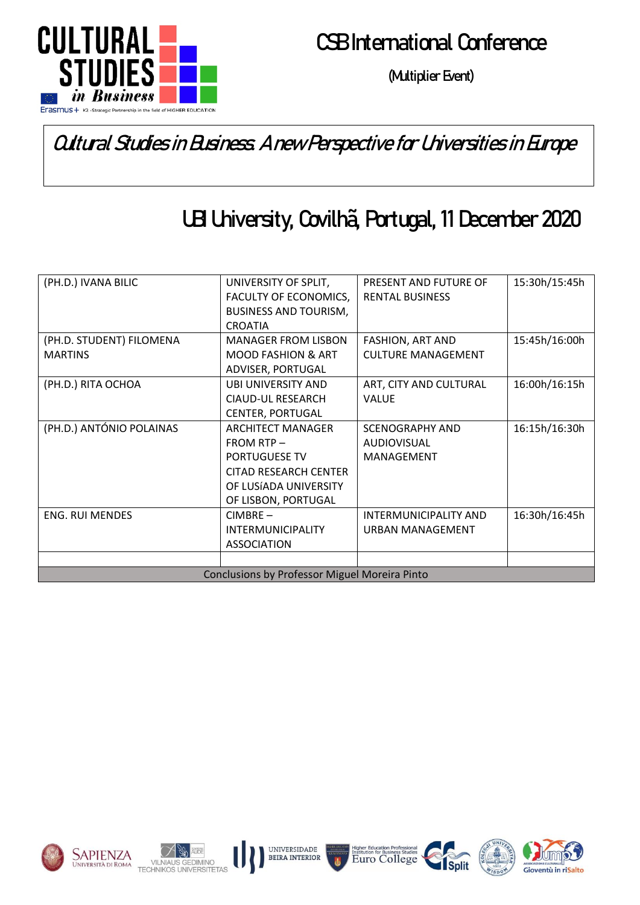# CSB International Conference

(Multiplier Event)

## *Cultural Studies in Business. A new Perspective for Universities in Europe*

## UBI University, Covilhã, Portugal, 11 December 2020

| | | | |
|---|---|---|---|
| (PH.D.) IVANA BILIC | UNIVERSITY OF SPLIT, FACULTY OF ECONOMICS, BUSINESS AND TOURISM, CROATIA | PRESENT AND FUTURE OF RENTAL BUSINESS | 15:30h/15:45h |
| (PH.D. STUDENT) FILOMENA MARTINS | MANAGER FROM LISBON MOOD FASHION & ART ADVISER, PORTUGAL | FASHION, ART AND CULTURE MANAGEMENT | 15:45h/16:00h |
| (PH.D.) RITA OCHOA | UBI UNIVERSITY AND CIAUD-UL RESEARCH CENTER, PORTUGAL | ART, CITY AND CULTURAL VALUE | 16:00h/16:15h |
| (PH.D.) ANTÓNIO POLAINAS | ARCHITECT MANAGER FROM RTP – PORTUGUESE TV CITAD RESEARCH CENTER OF LUSíADA UNIVERSITY OF LISBON, PORTUGAL | SCENOGRAPHY AND AUDIOVISUAL MANAGEMENT | 16:15h/16:30h |
| ENG. RUI MENDES | CIMBRE – INTERMUNICIPALITY ASSOCIATION | INTERMUNICIPALITY AND URBAN MANAGEMENT | 16:30h/16:45h |
| | | | |
| Conclusions by Professor Miguel Moreira Pinto | | | |